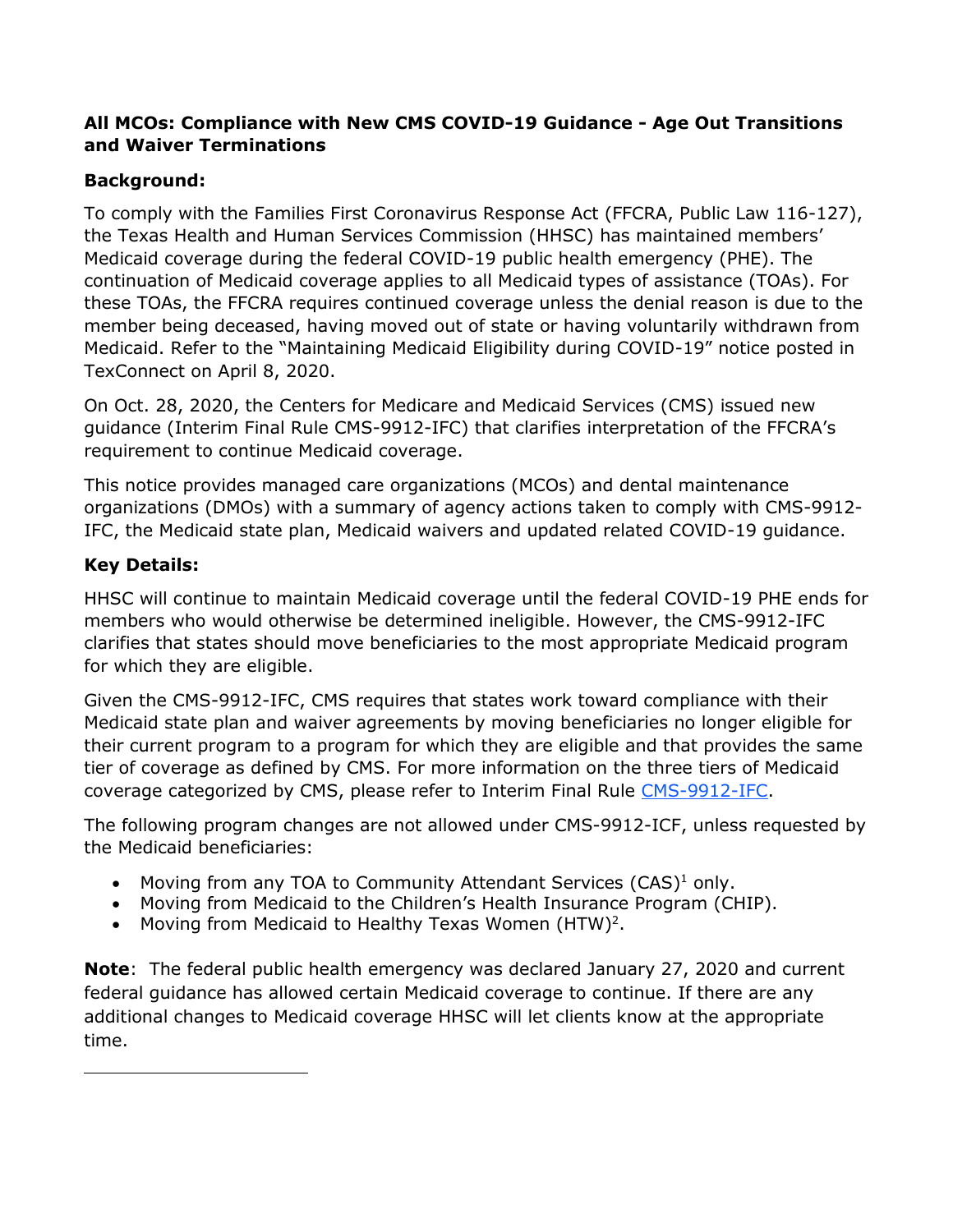**All MCOs: Compliance with New CMS COVID-19 Guidance - Age Out Transitions and Waiver Terminations**

**Background:**

To comply with the Families First Coronavirus Response Act (FFCRA, Public Law 116-127), the Texas Health and Human Services Commission (HHSC) has maintained members' Medicaid coverage during the federal COVID-19 public health emergency (PHE). The continuation of Medicaid coverage applies to all Medicaid types of assistance (TOAs). For these TOAs, the FFCRA requires continued coverage unless the denial reason is due to the member being deceased, having moved out of state or having voluntarily withdrawn from Medicaid. Refer to the "Maintaining Medicaid Eligibility during COVID-19" notice posted in TexConnect on April 8, 2020.

On Oct. 28, 2020, the Centers for Medicare and Medicaid Services (CMS) issued new guidance (Interim Final Rule CMS-9912-IFC) that clarifies interpretation of the FFCRA's requirement to continue Medicaid coverage.

This notice provides managed care organizations (MCOs) and dental maintenance organizations (DMOs) with a summary of agency actions taken to comply with CMS-9912-IFC, the Medicaid state plan, Medicaid waivers and updated related COVID-19 guidance.

**Key Details:**

HHSC will continue to maintain Medicaid coverage until the federal COVID-19 PHE ends for members who would otherwise be determined ineligible. However, the CMS-9912-IFC clarifies that states should move beneficiaries to the most appropriate Medicaid program for which they are eligible.

Given the CMS-9912-IFC, CMS requires that states work toward compliance with their Medicaid state plan and waiver agreements by moving beneficiaries no longer eligible for their current program to a program for which they are eligible and that provides the same tier of coverage as defined by CMS. For more information on the three tiers of Medicaid coverage categorized by CMS, please refer to Interim Final Rule CMS-9912-IFC.

The following program changes are not allowed under CMS-9912-ICF, unless requested by the Medicaid beneficiaries:

- Moving from any TOA to Community Attendant Services (CAS)[1] only.
- Moving from Medicaid to the Children's Health Insurance Program (CHIP).
- Moving from Medicaid to Healthy Texas Women (HTW)[2].

**Note**: The federal public health emergency was declared January 27, 2020 and current federal guidance has allowed certain Medicaid coverage to continue. If there are any additional changes to Medicaid coverage HHSC will let clients know at the appropriate time.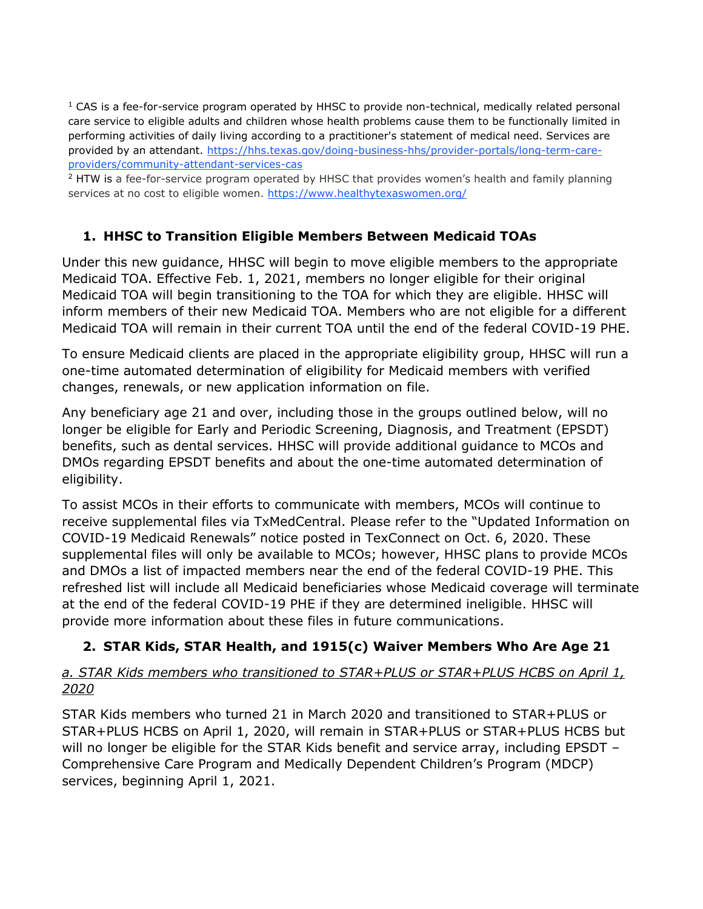[1] CAS is a fee-for-service program operated by HHSC to provide non-technical, medically related personal care service to eligible adults and children whose health problems cause them to be functionally limited in performing activities of daily living according to a practitioner's statement of medical need. Services are provided by an attendant. https://hhs.texas.gov/doing-business-hhs/provider-portals/long-term-care-providers/community-attendant-services-cas

[2] HTW is a fee-for-service program operated by HHSC that provides women's health and family planning services at no cost to eligible women. https://www.healthytexaswomen.org/

## 1. HHSC to Transition Eligible Members Between Medicaid TOAs

Under this new guidance, HHSC will begin to move eligible members to the appropriate Medicaid TOA. Effective Feb. 1, 2021, members no longer eligible for their original Medicaid TOA will begin transitioning to the TOA for which they are eligible. HHSC will inform members of their new Medicaid TOA. Members who are not eligible for a different Medicaid TOA will remain in their current TOA until the end of the federal COVID-19 PHE.

To ensure Medicaid clients are placed in the appropriate eligibility group, HHSC will run a one-time automated determination of eligibility for Medicaid members with verified changes, renewals, or new application information on file.

Any beneficiary age 21 and over, including those in the groups outlined below, will no longer be eligible for Early and Periodic Screening, Diagnosis, and Treatment (EPSDT) benefits, such as dental services. HHSC will provide additional guidance to MCOs and DMOs regarding EPSDT benefits and about the one-time automated determination of eligibility.

To assist MCOs in their efforts to communicate with members, MCOs will continue to receive supplemental files via TxMedCentral. Please refer to the "Updated Information on COVID-19 Medicaid Renewals" notice posted in TexConnect on Oct. 6, 2020. These supplemental files will only be available to MCOs; however, HHSC plans to provide MCOs and DMOs a list of impacted members near the end of the federal COVID-19 PHE. This refreshed list will include all Medicaid beneficiaries whose Medicaid coverage will terminate at the end of the federal COVID-19 PHE if they are determined ineligible. HHSC will provide more information about these files in future communications.

## 2. STAR Kids, STAR Health, and 1915(c) Waiver Members Who Are Age 21

*a. STAR Kids members who transitioned to STAR+PLUS or STAR+PLUS HCBS on April 1, 2020*

STAR Kids members who turned 21 in March 2020 and transitioned to STAR+PLUS or STAR+PLUS HCBS on April 1, 2020, will remain in STAR+PLUS or STAR+PLUS HCBS but will no longer be eligible for the STAR Kids benefit and service array, including EPSDT – Comprehensive Care Program and Medically Dependent Children's Program (MDCP) services, beginning April 1, 2021.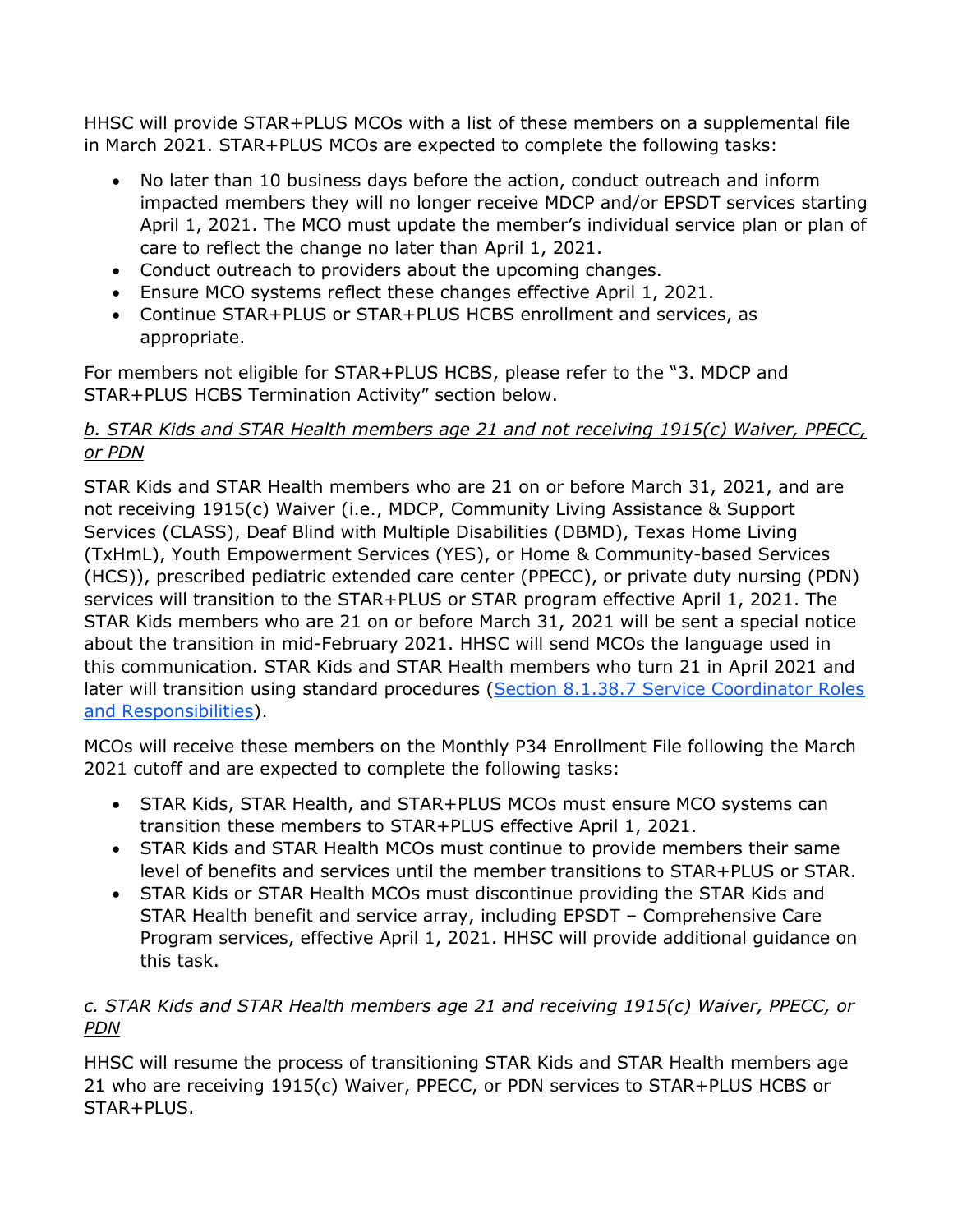HHSC will provide STAR+PLUS MCOs with a list of these members on a supplemental file in March 2021. STAR+PLUS MCOs are expected to complete the following tasks:

- No later than 10 business days before the action, conduct outreach and inform impacted members they will no longer receive MDCP and/or EPSDT services starting April 1, 2021. The MCO must update the member's individual service plan or plan of care to reflect the change no later than April 1, 2021.
- Conduct outreach to providers about the upcoming changes.
- Ensure MCO systems reflect these changes effective April 1, 2021.
- Continue STAR+PLUS or STAR+PLUS HCBS enrollment and services, as appropriate.

For members not eligible for STAR+PLUS HCBS, please refer to the "3. MDCP and STAR+PLUS HCBS Termination Activity" section below.

*b. STAR Kids and STAR Health members age 21 and not receiving 1915(c) Waiver, PPECC, or PDN*

STAR Kids and STAR Health members who are 21 on or before March 31, 2021, and are not receiving 1915(c) Waiver (i.e., MDCP, Community Living Assistance & Support Services (CLASS), Deaf Blind with Multiple Disabilities (DBMD), Texas Home Living (TxHmL), Youth Empowerment Services (YES), or Home & Community-based Services (HCS)), prescribed pediatric extended care center (PPECC), or private duty nursing (PDN) services will transition to the STAR+PLUS or STAR program effective April 1, 2021. The STAR Kids members who are 21 on or before March 31, 2021 will be sent a special notice about the transition in mid-February 2021. HHSC will send MCOs the language used in this communication. STAR Kids and STAR Health members who turn 21 in April 2021 and later will transition using standard procedures (Section 8.1.38.7 Service Coordinator Roles and Responsibilities).

MCOs will receive these members on the Monthly P34 Enrollment File following the March 2021 cutoff and are expected to complete the following tasks:

- STAR Kids, STAR Health, and STAR+PLUS MCOs must ensure MCO systems can transition these members to STAR+PLUS effective April 1, 2021.
- STAR Kids and STAR Health MCOs must continue to provide members their same level of benefits and services until the member transitions to STAR+PLUS or STAR.
- STAR Kids or STAR Health MCOs must discontinue providing the STAR Kids and STAR Health benefit and service array, including EPSDT – Comprehensive Care Program services, effective April 1, 2021. HHSC will provide additional guidance on this task.

*c. STAR Kids and STAR Health members age 21 and receiving 1915(c) Waiver, PPECC, or PDN*

HHSC will resume the process of transitioning STAR Kids and STAR Health members age 21 who are receiving 1915(c) Waiver, PPECC, or PDN services to STAR+PLUS HCBS or STAR+PLUS.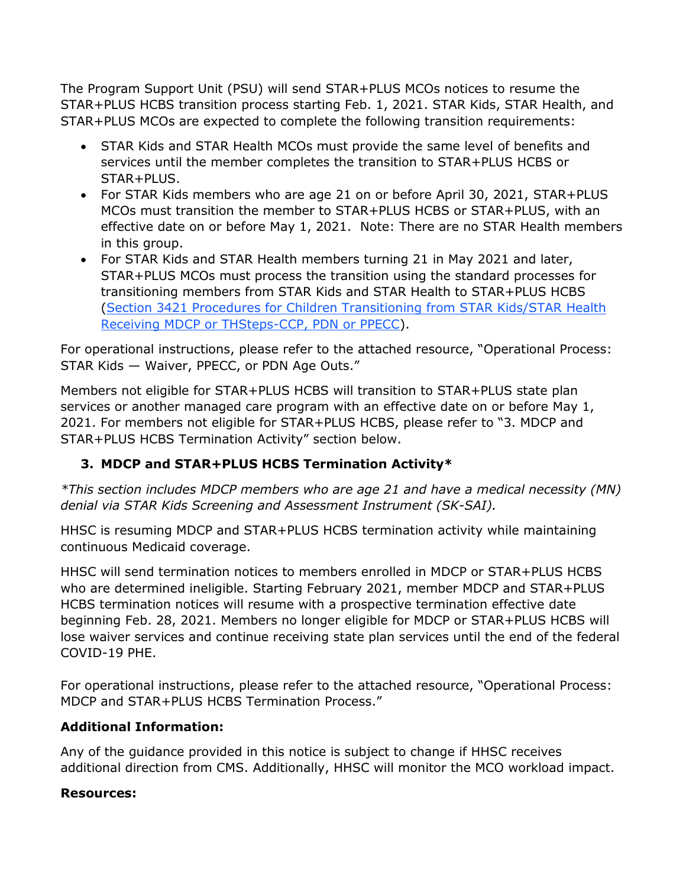The Program Support Unit (PSU) will send STAR+PLUS MCOs notices to resume the STAR+PLUS HCBS transition process starting Feb. 1, 2021. STAR Kids, STAR Health, and STAR+PLUS MCOs are expected to complete the following transition requirements:

- STAR Kids and STAR Health MCOs must provide the same level of benefits and services until the member completes the transition to STAR+PLUS HCBS or STAR+PLUS.
- For STAR Kids members who are age 21 on or before April 30, 2021, STAR+PLUS MCOs must transition the member to STAR+PLUS HCBS or STAR+PLUS, with an effective date on or before May 1, 2021. Note: There are no STAR Health members in this group.
- For STAR Kids and STAR Health members turning 21 in May 2021 and later, STAR+PLUS MCOs must process the transition using the standard processes for transitioning members from STAR Kids and STAR Health to STAR+PLUS HCBS (Section 3421 Procedures for Children Transitioning from STAR Kids/STAR Health Receiving MDCP or THSteps-CCP, PDN or PPECC).

For operational instructions, please refer to the attached resource, "Operational Process: STAR Kids — Waiver, PPECC, or PDN Age Outs."

Members not eligible for STAR+PLUS HCBS will transition to STAR+PLUS state plan services or another managed care program with an effective date on or before May 1, 2021. For members not eligible for STAR+PLUS HCBS, please refer to "3. MDCP and STAR+PLUS HCBS Termination Activity" section below.

### 3. MDCP and STAR+PLUS HCBS Termination Activity*

*\*This section includes MDCP members who are age 21 and have a medical necessity (MN) denial via STAR Kids Screening and Assessment Instrument (SK-SAI).*

HHSC is resuming MDCP and STAR+PLUS HCBS termination activity while maintaining continuous Medicaid coverage.

HHSC will send termination notices to members enrolled in MDCP or STAR+PLUS HCBS who are determined ineligible. Starting February 2021, member MDCP and STAR+PLUS HCBS termination notices will resume with a prospective termination effective date beginning Feb. 28, 2021. Members no longer eligible for MDCP or STAR+PLUS HCBS will lose waiver services and continue receiving state plan services until the end of the federal COVID-19 PHE.

For operational instructions, please refer to the attached resource, "Operational Process: MDCP and STAR+PLUS HCBS Termination Process."

**Additional Information:**

Any of the guidance provided in this notice is subject to change if HHSC receives additional direction from CMS. Additionally, HHSC will monitor the MCO workload impact.

**Resources:**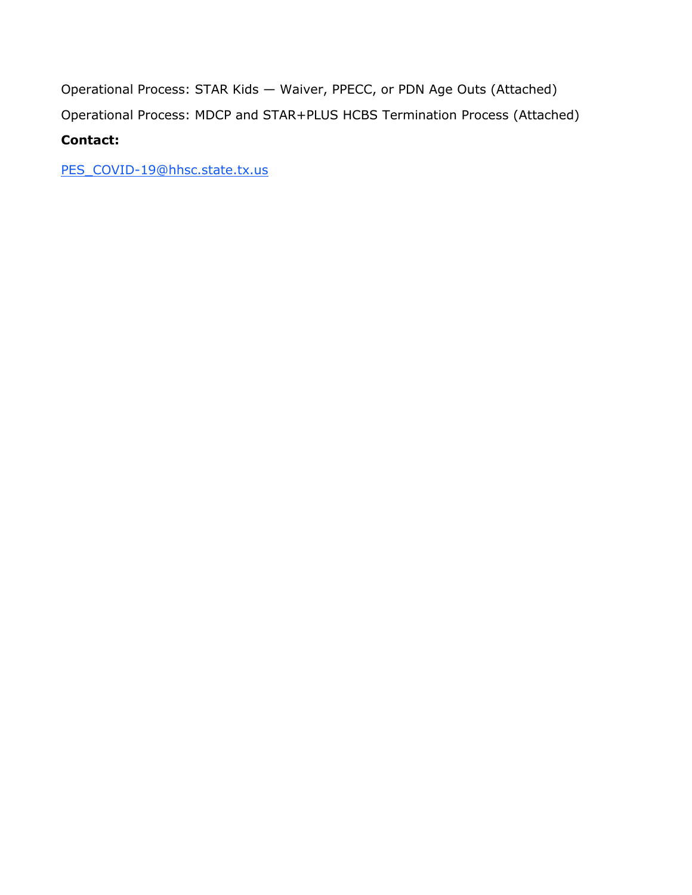Operational Process: STAR Kids — Waiver, PPECC, or PDN Age Outs (Attached)

Operational Process: MDCP and STAR+PLUS HCBS Termination Process (Attached)

**Contact:**

PES_COVID-19@hhsc.state.tx.us